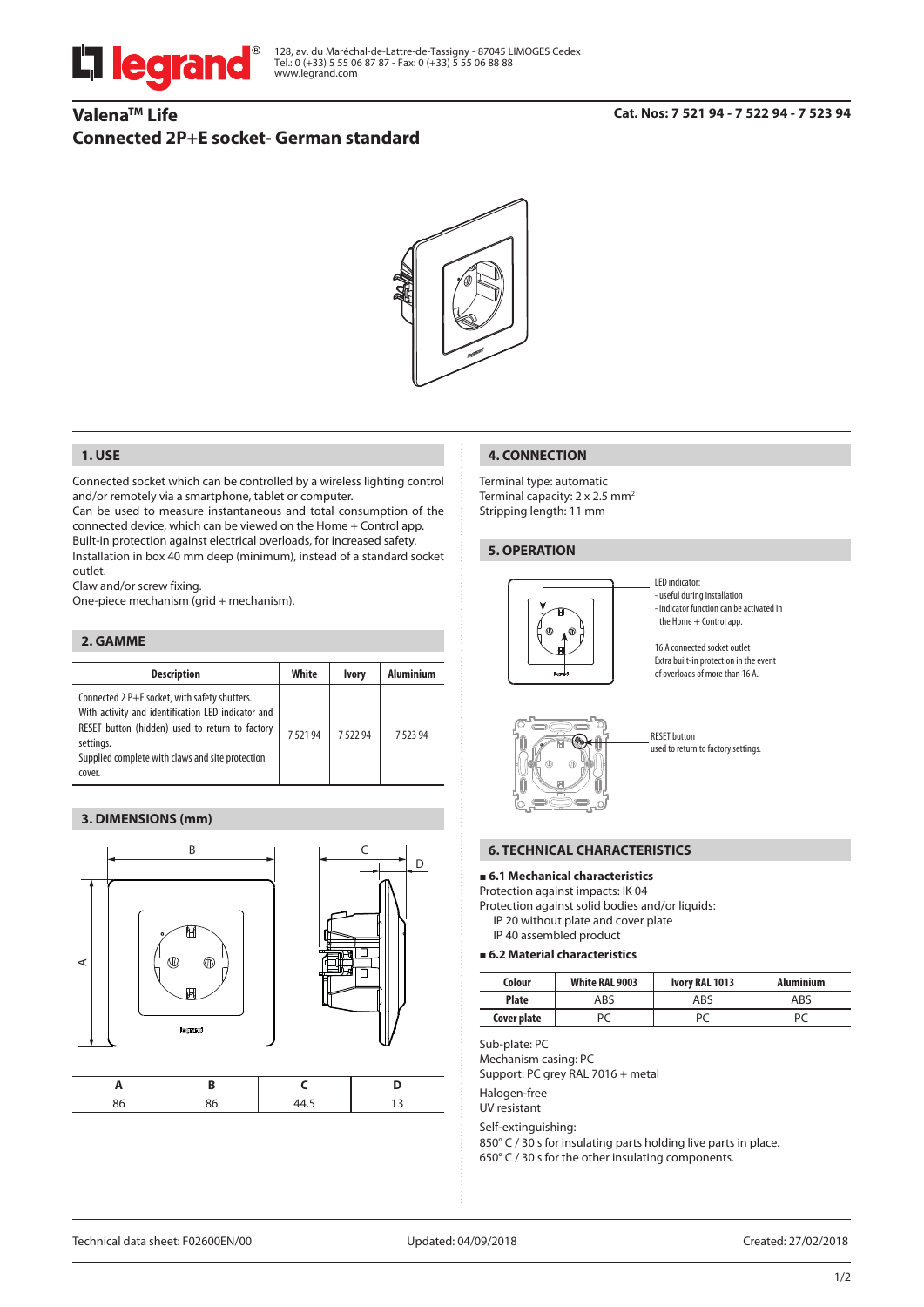128, av. du Maréchal-de-Lattre-de-Tassigny - 87045 LIMOGES Cedex
Tel.: 0 (+33) 5 55 06 87 87 - Fax: 0 (+33) 5 55 06 88 88
www.legrand.com

# Valena™ Life
# Connected 2P+E socket- German standard

**Cat. Nos: 7 521 94 - 7 522 94 - 7 523 94**

## 1. USE

Connected socket which can be controlled by a wireless lighting control and/or remotely via a smartphone, tablet or computer.
Can be used to measure instantaneous and total consumption of the connected device, which can be viewed on the Home + Control app.
Built-in protection against electrical overloads, for increased safety.
Installation in box 40 mm deep (minimum), instead of a standard socket outlet.
Claw and/or screw fixing.
One-piece mechanism (grid + mechanism).

## 2. GAMME

| Description | White | Ivory | Aluminium |
|---|---|---|---|
| Connected 2 P+E socket, with safety shutters. With activity and identification LED indicator and RESET button (hidden) used to return to factory settings. Supplied complete with claws and site protection cover. | 7 521 94 | 7 522 94 | 7 523 94 |

## 3. DIMENSIONS (mm)

| A | B | C | D |
|---|---|---|---|
| 86 | 86 | 44.5 | 13 |

## 4. CONNECTION

Terminal type: automatic
Terminal capacity: 2 x 2.5 mm²
Stripping length: 11 mm

## 5. OPERATION

LED indicator:
- useful during installation
- indicator function can be activated in the Home + Control app.

16 A connected socket outlet
Extra built-in protection in the event of overloads of more than 16 A.

RESET button
used to return to factory settings.

## 6. TECHNICAL CHARACTERISTICS

### 6.1 Mechanical characteristics

Protection against impacts: IK 04
Protection against solid bodies and/or liquids:
IP 20 without plate and cover plate
IP 40 assembled product

### 6.2 Material characteristics

| Colour | White RAL 9003 | Ivory RAL 1013 | Aluminium |
|---|---|---|---|
| Plate | ABS | ABS | ABS |
| Cover plate | PC | PC | PC |

Sub-plate: PC
Mechanism casing: PC
Support: PC grey RAL 7016 + metal

Halogen-free
UV resistant

Self-extinguishing:
850° C / 30 s for insulating parts holding live parts in place.
650° C / 30 s for the other insulating components.

Technical data sheet: F02600EN/00 Updated: 04/09/2018 Created: 27/02/2018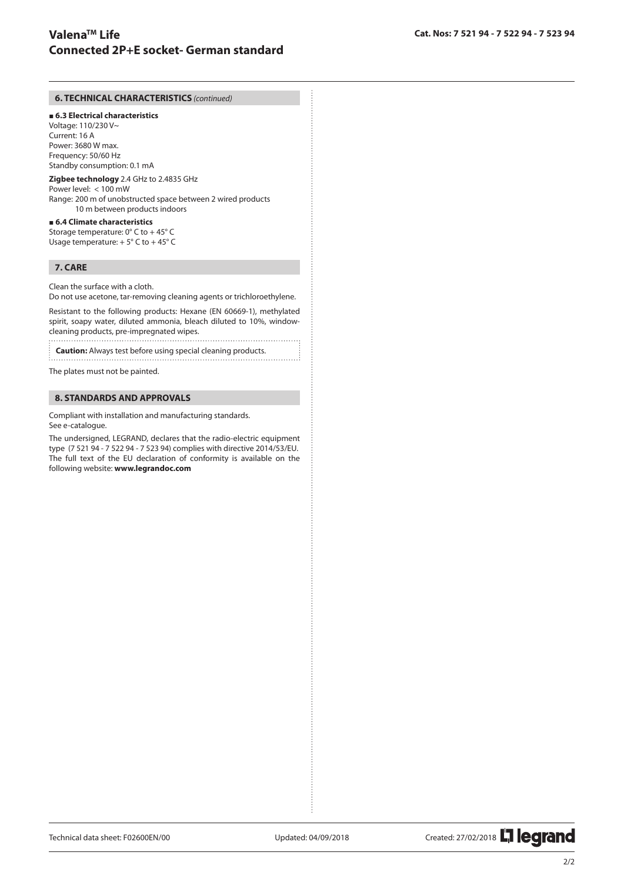## 6. TECHNICAL CHARACTERISTICS *(continued)*

### ■ 6.3 Electrical characteristics

Voltage: 110/230 V~
Current: 16 A
Power: 3680 W max.
Frequency: 50/60 Hz
Standby consumption: 0.1 mA

**Zigbee technology** 2.4 GHz to 2.4835 GHz
Power level: < 100 mW
Range: 200 m of unobstructed space between 2 wired products
10 m between products indoors

### ■ 6.4 Climate characteristics

Storage temperature: 0° C to + 45° C
Usage temperature: + 5° C to + 45° C

## 7. CARE

Clean the surface with a cloth.
Do not use acetone, tar-removing cleaning agents or trichloroethylene.

Resistant to the following products: Hexane (EN 60669-1), methylated spirit, soapy water, diluted ammonia, bleach diluted to 10%, window-cleaning products, pre-impregnated wipes.

**Caution:** Always test before using special cleaning products.

The plates must not be painted.

## 8. STANDARDS AND APPROVALS

Compliant with installation and manufacturing standards.
See e-catalogue.

The undersigned, LEGRAND, declares that the radio-electric equipment type (7 521 94 - 7 522 94 - 7 523 94) complies with directive 2014/53/EU. The full text of the EU declaration of conformity is available on the following website: **www.legrandoc.com**